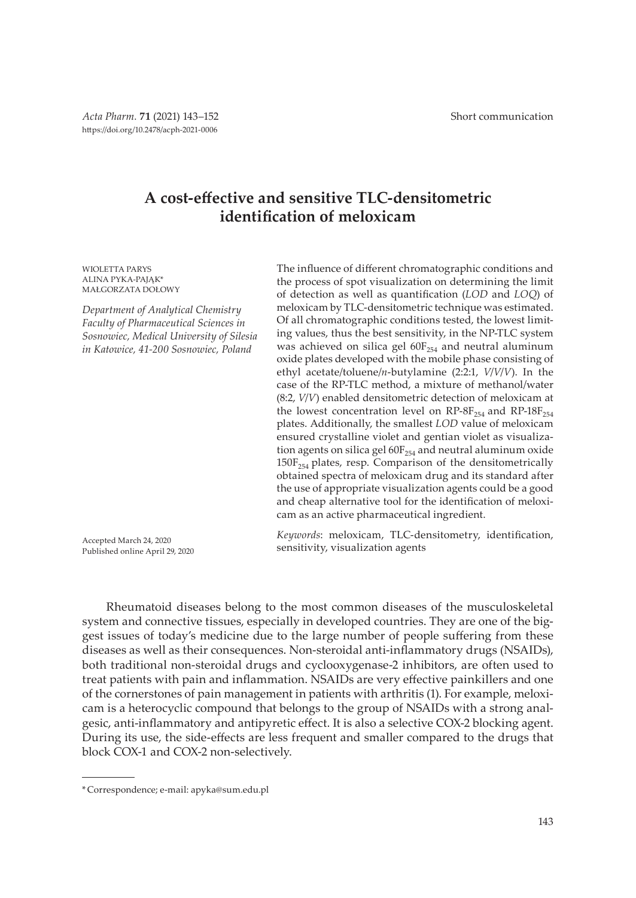Short communication

# A cost-effective and sensitive TLC-densitometric identification of meloxicam

WIOLETTA PARYS
ALINA PYKA-PAJĄK*
MAŁGORZATA DOŁOWY

*Department of Analytical Chemistry Faculty of Pharmaceutical Sciences in Sosnowiec, Medical University of Silesia in Katowice, 41-200 Sosnowiec, Poland*

The influence of different chromatographic conditions and the process of spot visualization on determining the limit of detection as well as quantification (*LOD* and *LOQ*) of meloxicam by TLC-densitometric technique was estimated. Of all chromatographic conditions tested, the lowest limiting values, thus the best sensitivity, in the NP-TLC system was achieved on silica gel $60F_{254}$ and neutral aluminum oxide plates developed with the mobile phase consisting of ethyl acetate/toluene/*n*-butylamine (2:2:1, *V/V/V*). In the case of the RP-TLC method, a mixture of methanol/water (8:2, *V/V*) enabled densitometric detection of meloxicam at the lowest concentration level on $RP\text{-}8F_{254}$ and $RP\text{-}18F_{254}$ plates. Additionally, the smallest *LOD* value of meloxicam ensured crystalline violet and gentian violet as visualization agents on silica gel $60F_{254}$ and neutral aluminum oxide $150F_{254}$ plates, resp. Comparison of the densitometrically obtained spectra of meloxicam drug and its standard after the use of appropriate visualization agents could be a good and cheap alternative tool for the identification of meloxicam as an active pharmaceutical ingredient.

*Keywords*: meloxicam, TLC-densitometry, identification, sensitivity, visualization agents

Accepted March 24, 2020
Published online April 29, 2020

Rheumatoid diseases belong to the most common diseases of the musculoskeletal system and connective tissues, especially in developed countries. They are one of the biggest issues of today's medicine due to the large number of people suffering from these diseases as well as their consequences. Non-steroidal anti-inflammatory drugs (NSAIDs), both traditional non-steroidal drugs and cyclooxygenase-2 inhibitors, are often used to treat patients with pain and inflammation. NSAIDs are very effective painkillers and one of the cornerstones of pain management in patients with arthritis (1). For example, meloxicam is a heterocyclic compound that belongs to the group of NSAIDs with a strong analgesic, anti-inflammatory and antipyretic effect. It is also a selective COX-2 blocking agent. During its use, the side-effects are less frequent and smaller compared to the drugs that block COX-1 and COX-2 non-selectively.

* Correspondence; e-mail: apyka@sum.edu.pl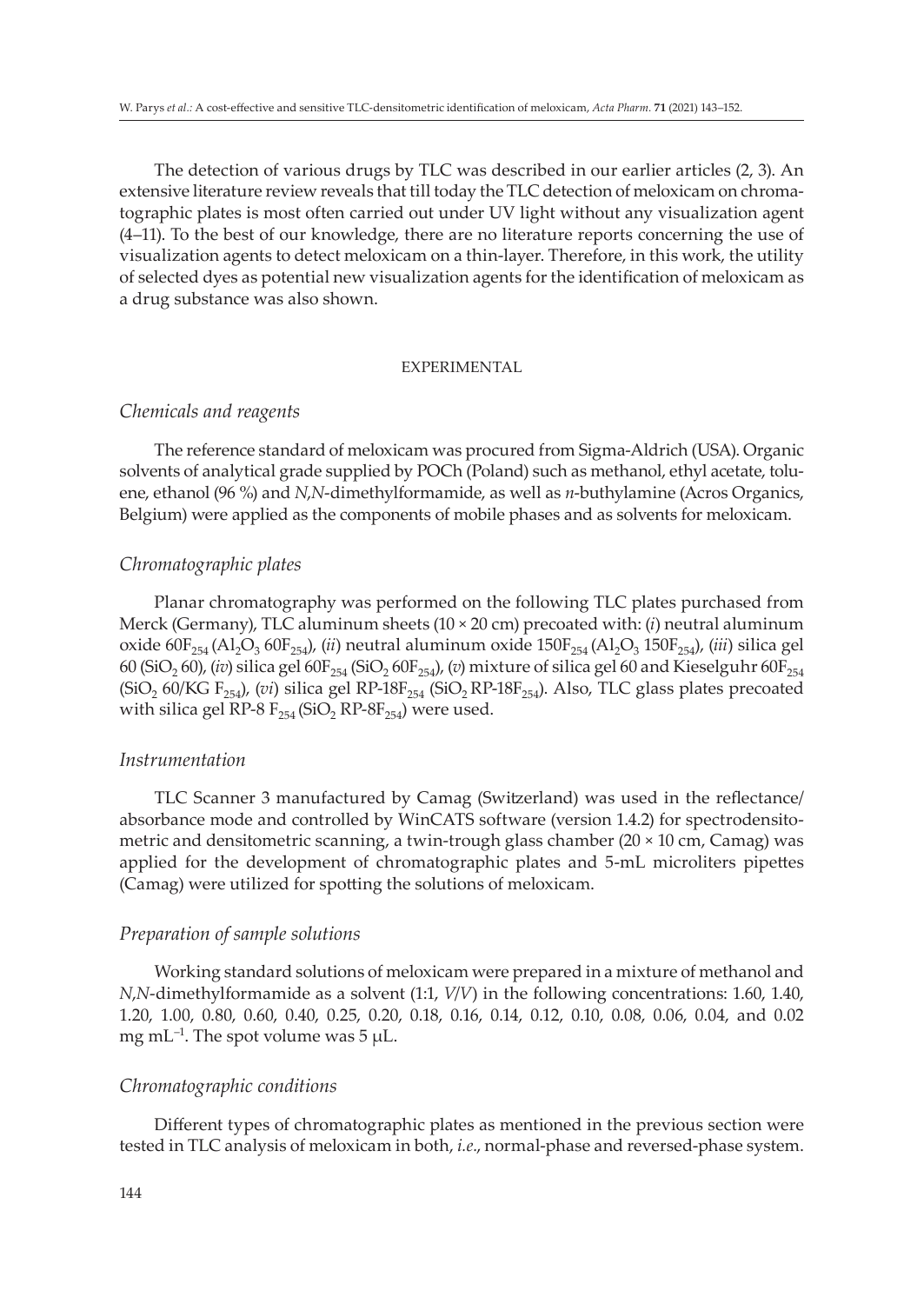The detection of various drugs by TLC was described in our earlier articles (2, 3). An extensive literature review reveals that till today the TLC detection of meloxicam on chromatographic plates is most often carried out under UV light without any visualization agent (4–11). To the best of our knowledge, there are no literature reports concerning the use of visualization agents to detect meloxicam on a thin-layer. Therefore, in this work, the utility of selected dyes as potential new visualization agents for the identification of meloxicam as a drug substance was also shown.

## EXPERIMENTAL

### *Chemicals and reagents*

The reference standard of meloxicam was procured from Sigma-Aldrich (USA). Organic solvents of analytical grade supplied by POCh (Poland) such as methanol, ethyl acetate, toluene, ethanol (96 %) and *N,N*-dimethylformamide, as well as *n*-buthylamine (Acros Organics, Belgium) were applied as the components of mobile phases and as solvents for meloxicam.

### *Chromatographic plates*

Planar chromatography was performed on the following TLC plates purchased from Merck (Germany), TLC aluminum sheets (10 × 20 cm) precoated with: (*i*) neutral aluminum oxide $60F_{254}$ ($Al_2O_3$ $60F_{254}$), (*ii*) neutral aluminum oxide $150F_{254}$ ($Al_2O_3$ $150F_{254}$), (*iii*) silica gel 60 ($SiO_2$ 60), (*iv*) silica gel $60F_{254}$ ($SiO_2$ $60F_{254}$), (*v*) mixture of silica gel 60 and Kieselguhr $60F_{254}$ ($SiO_2$ 60/KG $F_{254}$), (*vi*) silica gel RP-$18F_{254}$ ($SiO_2$ RP-$18F_{254}$). Also, TLC glass plates precoated with silica gel RP-8 $F_{254}$ ($SiO_2$ RP-$8F_{254}$) were used.

### *Instrumentation*

TLC Scanner 3 manufactured by Camag (Switzerland) was used in the reflectance/absorbance mode and controlled by WinCATS software (version 1.4.2) for spectrodensitometric and densitometric scanning, a twin-trough glass chamber (20 × 10 cm, Camag) was applied for the development of chromatographic plates and 5-mL microliters pipettes (Camag) were utilized for spotting the solutions of meloxicam.

### *Preparation of sample solutions*

Working standard solutions of meloxicam were prepared in a mixture of methanol and *N,N*-dimethylformamide as a solvent (1:1, *V*/*V*) in the following concentrations: 1.60, 1.40, 1.20, 1.00, 0.80, 0.60, 0.40, 0.25, 0.20, 0.18, 0.16, 0.14, 0.12, 0.10, 0.08, 0.06, 0.04, and 0.02 mg $mL^{-1}$. The spot volume was 5 μL.

### *Chromatographic conditions*

Different types of chromatographic plates as mentioned in the previous section were tested in TLC analysis of meloxicam in both, *i.e.*, normal-phase and reversed-phase system.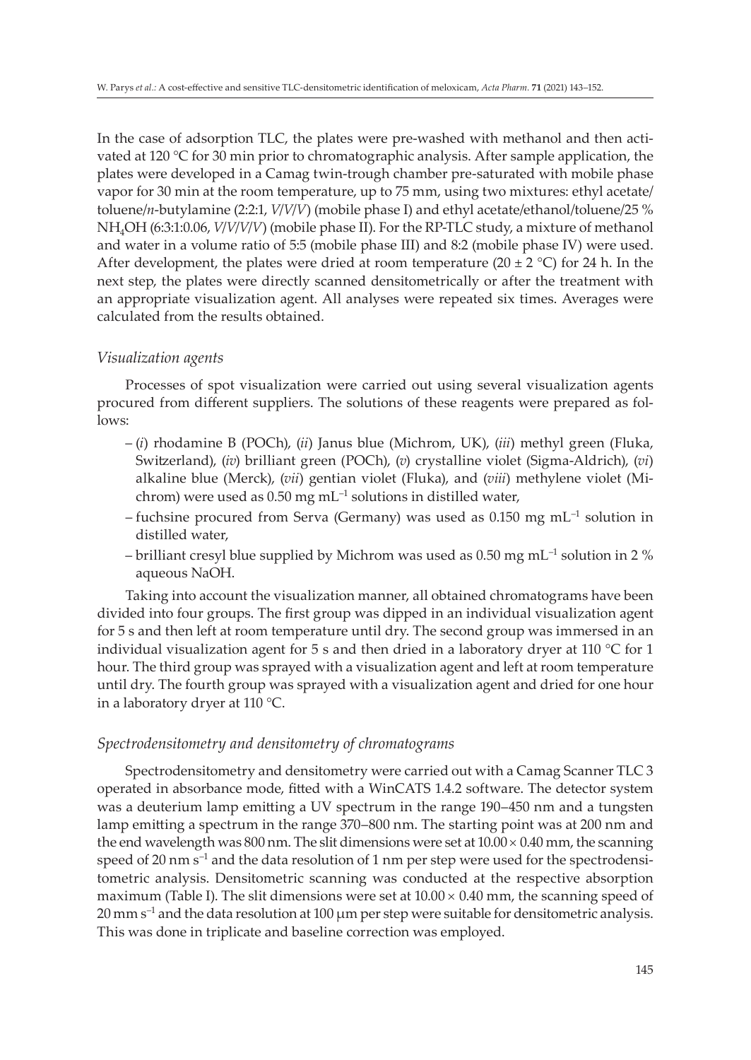In the case of adsorption TLC, the plates were pre-washed with methanol and then activated at 120 °C for 30 min prior to chromatographic analysis. After sample application, the plates were developed in a Camag twin-trough chamber pre-saturated with mobile phase vapor for 30 min at the room temperature, up to 75 mm, using two mixtures: ethyl acetate/toluene/*n*-butylamine (2:2:1, *V*/*V*/*V*) (mobile phase I) and ethyl acetate/ethanol/toluene/25 % $NH_4OH$ (6:3:1:0.06, *V*/*V*/*V*/*V*) (mobile phase II). For the RP-TLC study, a mixture of methanol and water in a volume ratio of 5:5 (mobile phase III) and 8:2 (mobile phase IV) were used. After development, the plates were dried at room temperature (20 ± 2 °C) for 24 h. In the next step, the plates were directly scanned densitometrically or after the treatment with an appropriate visualization agent. All analyses were repeated six times. Averages were calculated from the results obtained.

### *Visualization agents*

Processes of spot visualization were carried out using several visualization agents procured from different suppliers. The solutions of these reagents were prepared as follows:

- (*i*) rhodamine B (POCh), (*ii*) Janus blue (Michrom, UK), (*iii*) methyl green (Fluka, Switzerland), (*iv*) brilliant green (POCh), (*v*) crystalline violet (Sigma-Aldrich), (*vi*) alkaline blue (Merck), (*vii*) gentian violet (Fluka), and (*viii*) methylene violet (Michrom) were used as 0.50 mg $mL^{-1}$ solutions in distilled water,
- fuchsine procured from Serva (Germany) was used as 0.150 mg $mL^{-1}$ solution in distilled water,
- brilliant cresyl blue supplied by Michrom was used as 0.50 mg $mL^{-1}$ solution in 2 % aqueous NaOH.

Taking into account the visualization manner, all obtained chromatograms have been divided into four groups. The first group was dipped in an individual visualization agent for 5 s and then left at room temperature until dry. The second group was immersed in an individual visualization agent for 5 s and then dried in a laboratory dryer at 110 °C for 1 hour. The third group was sprayed with a visualization agent and left at room temperature until dry. The fourth group was sprayed with a visualization agent and dried for one hour in a laboratory dryer at 110 °C.

### *Spectrodensitometry and densitometry of chromatograms*

Spectrodensitometry and densitometry were carried out with a Camag Scanner TLC 3 operated in absorbance mode, fitted with a WinCATS 1.4.2 software. The detector system was a deuterium lamp emitting a UV spectrum in the range 190–450 nm and a tungsten lamp emitting a spectrum in the range 370–800 nm. The starting point was at 200 nm and the end wavelength was 800 nm. The slit dimensions were set at 10.00 × 0.40 mm, the scanning speed of 20 nm $s^{-1}$ and the data resolution of 1 nm per step were used for the spectrodensitometric analysis. Densitometric scanning was conducted at the respective absorption maximum (Table I). The slit dimensions were set at 10.00 × 0.40 mm, the scanning speed of 20 mm $s^{-1}$ and the data resolution at 100 μm per step were suitable for densitometric analysis. This was done in triplicate and baseline correction was employed.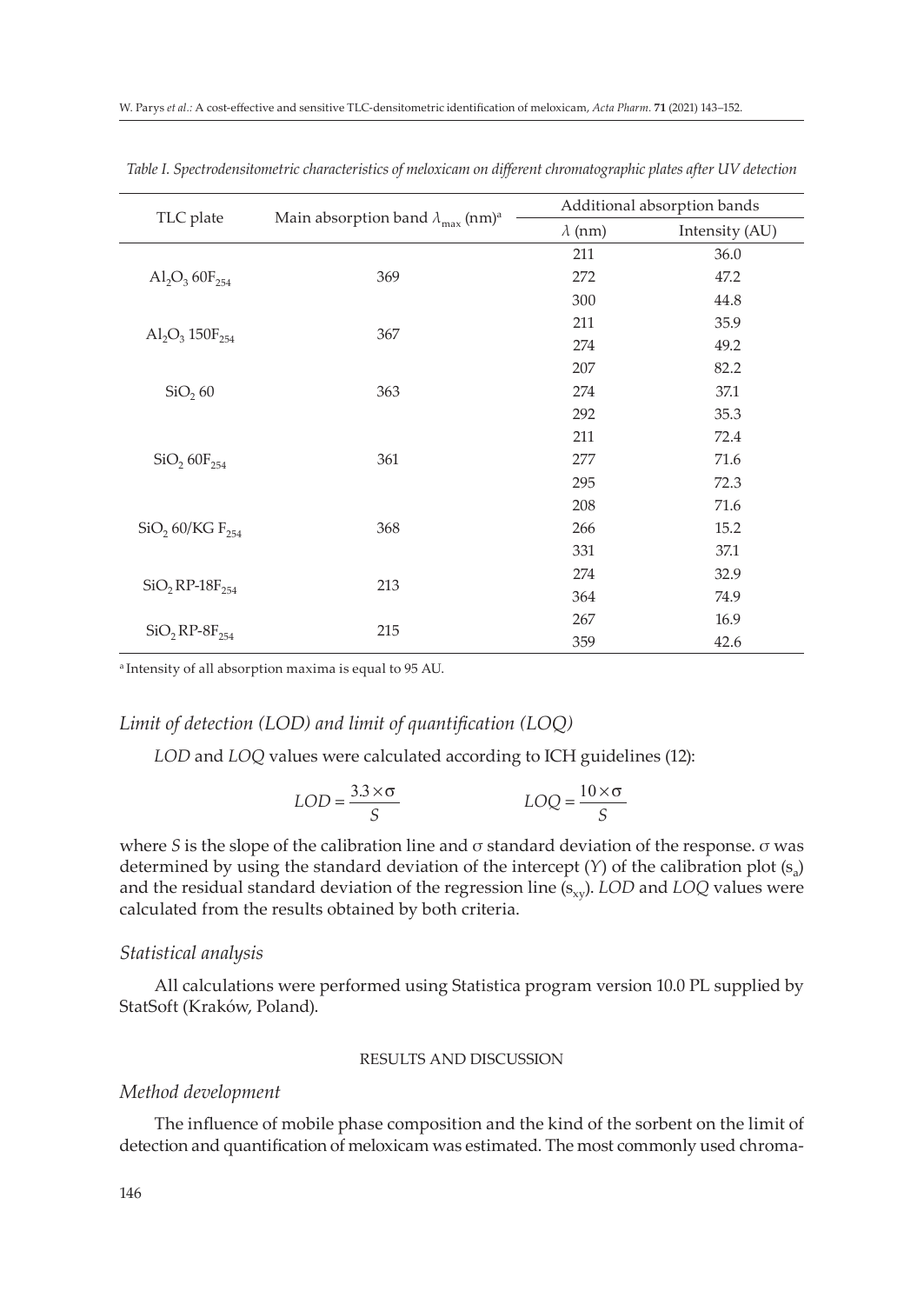*Table I. Spectrodensitometric characteristics of meloxicam on different chromatographic plates after UV detection*

| TLC plate | Main absorption band $\lambda_{max}$ (nm)[a] | Additional absorption bands | |
|---|---|---|---|
| | | $\lambda$ (nm) | Intensity (AU) |
| $Al_2O_3$ $60F_{254}$ | 369 | 211 | 36.0 |
| | | 272 | 47.2 |
| | | 300 | 44.8 |
| $Al_2O_3$ $150F_{254}$ | 367 | 211 | 35.9 |
| | | 274 | 49.2 |
| $SiO_2$ 60 | 363 | 207 | 82.2 |
| | | 274 | 37.1 |
| | | 292 | 35.3 |
| $SiO_2$ $60F_{254}$ | 361 | 211 | 72.4 |
| | | 277 | 71.6 |
| | | 295 | 72.3 |
| $SiO_2$ 60/KG $F_{254}$ | 368 | 208 | 71.6 |
| | | 266 | 15.2 |
| | | 331 | 37.1 |
| $SiO_2$ RP-$18F_{254}$ | 213 | 274 | 32.9 |
| | | 364 | 74.9 |
| $SiO_2$ RP-$8F_{254}$ | 215 | 267 | 16.9 |
| | | 359 | 42.6 |

[a] Intensity of all absorption maxima is equal to 95 AU.

### *Limit of detection (LOD) and limit of quantification (LOQ)*

*LOD* and *LOQ* values were calculated according to ICH guidelines (12):

$$LOD = \frac{3.3 \times \sigma}{S} \qquad LOQ = \frac{10 \times \sigma}{S}$$

where *S* is the slope of the calibration line and σ standard deviation of the response. σ was determined by using the standard deviation of the intercept (*Y*) of the calibration plot ($s_a$) and the residual standard deviation of the regression line ($s_{xy}$). *LOD* and *LOQ* values were calculated from the results obtained by both criteria.

### *Statistical analysis*

All calculations were performed using Statistica program version 10.0 PL supplied by StatSoft (Kraków, Poland).

## RESULTS AND DISCUSSION

### *Method development*

The influence of mobile phase composition and the kind of the sorbent on the limit of detection and quantification of meloxicam was estimated. The most commonly used chroma-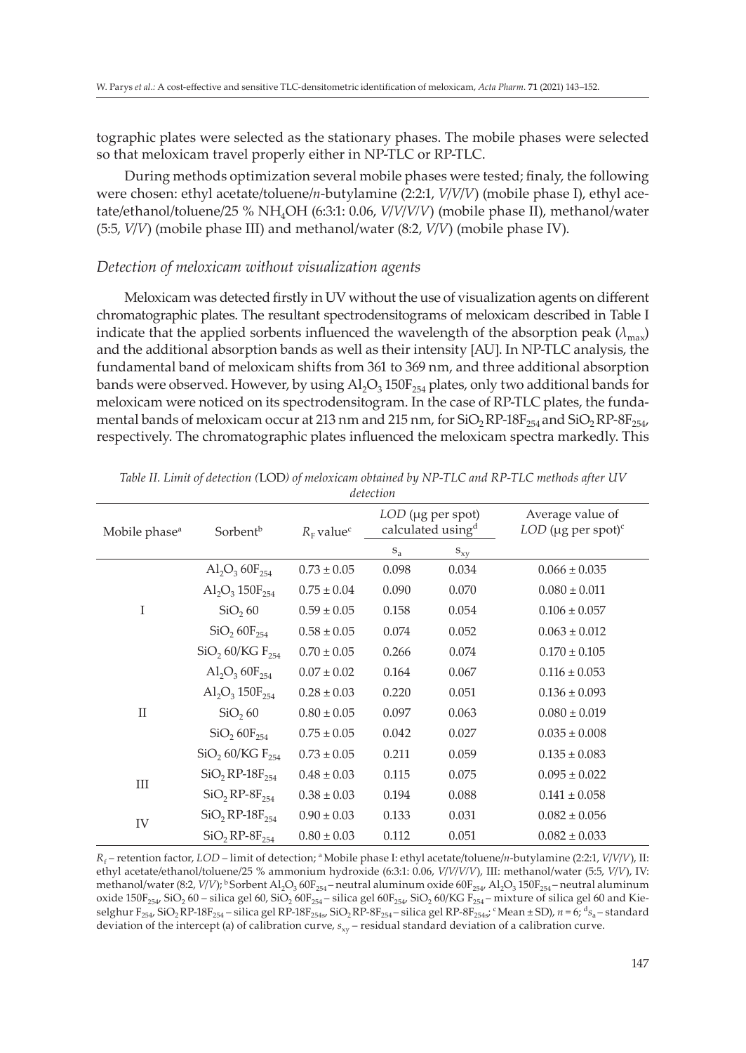tographic plates were selected as the stationary phases. The mobile phases were selected so that meloxicam travel properly either in NP-TLC or RP-TLC.

During methods optimization several mobile phases were tested; finaly, the following were chosen: ethyl acetate/toluene/*n*-butylamine (2:2:1, *V*/*V*/*V*) (mobile phase I), ethyl acetate/ethanol/toluene/25 % $NH_4OH$ (6:3:1: 0.06, *V*/*V*/*V*/*V*) (mobile phase II), methanol/water (5:5, *V*/*V*) (mobile phase III) and methanol/water (8:2, *V*/*V*) (mobile phase IV).

### *Detection of meloxicam without visualization agents*

Meloxicam was detected firstly in UV without the use of visualization agents on different chromatographic plates. The resultant spectrodensitograms of meloxicam described in Table I indicate that the applied sorbents influenced the wavelength of the absorption peak ($\lambda_{max}$) and the additional absorption bands as well as their intensity [AU]. In NP-TLC analysis, the fundamental band of meloxicam shifts from 361 to 369 nm, and three additional absorption bands were observed. However, by using $Al_2O_3$ $150F_{254}$ plates, only two additional bands for meloxicam were noticed on its spectrodensitogram. In the case of RP-TLC plates, the fundamental bands of meloxicam occur at 213 nm and 215 nm, for $SiO_2$ RP-$18F_{254}$ and $SiO_2$ RP-$8F_{254}$, respectively. The chromatographic plates influenced the meloxicam spectra markedly. This

*Table II. Limit of detection (LOD) of meloxicam obtained by NP-TLC and RP-TLC methods after UV detection*

| Mobile phase[a] | Sorbent[b] | $R_F$ value[c] | *LOD* (µg per spot) calculated using[d] | | Average value of *LOD* (µg per spot)[c] |
|---|---|---|---|---|---|
| | | | $s_a$ | $s_{xy}$ | |
| I | $Al_2O_3$ $60F_{254}$ | 0.73 ± 0.05 | 0.098 | 0.034 | 0.066 ± 0.035 |
| | $Al_2O_3$ $150F_{254}$ | 0.75 ± 0.04 | 0.090 | 0.070 | 0.080 ± 0.011 |
| | $SiO_2$ 60 | 0.59 ± 0.05 | 0.158 | 0.054 | 0.106 ± 0.057 |
| | $SiO_2$ $60F_{254}$ | 0.58 ± 0.05 | 0.074 | 0.052 | 0.063 ± 0.012 |
| | $SiO_2$ 60/KG $F_{254}$ | 0.70 ± 0.05 | 0.266 | 0.074 | 0.170 ± 0.105 |
| II | $Al_2O_3$ $60F_{254}$ | 0.07 ± 0.02 | 0.164 | 0.067 | 0.116 ± 0.053 |
| | $Al_2O_3$ $150F_{254}$ | 0.28 ± 0.03 | 0.220 | 0.051 | 0.136 ± 0.093 |
| | $SiO_2$ 60 | 0.80 ± 0.05 | 0.097 | 0.063 | 0.080 ± 0.019 |
| | $SiO_2$ $60F_{254}$ | 0.75 ± 0.05 | 0.042 | 0.027 | 0.035 ± 0.008 |
| | $SiO_2$ 60/KG $F_{254}$ | 0.73 ± 0.05 | 0.211 | 0.059 | 0.135 ± 0.083 |
| III | $SiO_2$ RP-$18F_{254}$ | 0.48 ± 0.03 | 0.115 | 0.075 | 0.095 ± 0.022 |
| | $SiO_2$ RP-$8F_{254}$ | 0.38 ± 0.03 | 0.194 | 0.088 | 0.141 ± 0.058 |
| IV | $SiO_2$ RP-$18F_{254}$ | 0.90 ± 0.03 | 0.133 | 0.031 | 0.082 ± 0.056 |
| | $SiO_2$ RP-$8F_{254}$ | 0.80 ± 0.03 | 0.112 | 0.051 | 0.082 ± 0.033 |

$R_f$ – retention factor, *LOD* – limit of detection; [a] Mobile phase I: ethyl acetate/toluene/*n*-butylamine (2:2:1, *V*/*V*/*V*), II: ethyl acetate/ethanol/toluene/25 % ammonium hydroxide (6:3:1: 0.06, *V*/*V*/*V*/*V*), III: methanol/water (5:5, *V*/*V*), IV: methanol/water (8:2, *V*/*V*); [b] Sorbent $Al_2O_3$ $60F_{254}$ – neutral aluminum oxide $60F_{254}$, $Al_2O_3$ $150F_{254}$ – neutral aluminum oxide $150F_{254}$, $SiO_2$ 60 – silica gel 60, $SiO_2$ $60F_{254}$ – silica gel $60F_{254}$, $SiO_2$ 60/KG $F_{254}$ – mixture of silica gel 60 and Kieselghur $F_{254}$, $SiO_2$ RP-$18F_{254}$ – silica gel RP-$18F_{254s}$, $SiO_2$ RP-$8F_{254}$ – silica gel RP-$8F_{254s}$; [c] Mean ± SD), *n* = 6; [d] $s_a$ – standard deviation of the intercept (a) of calibration curve, $s_{xy}$ – residual standard deviation of a calibration curve.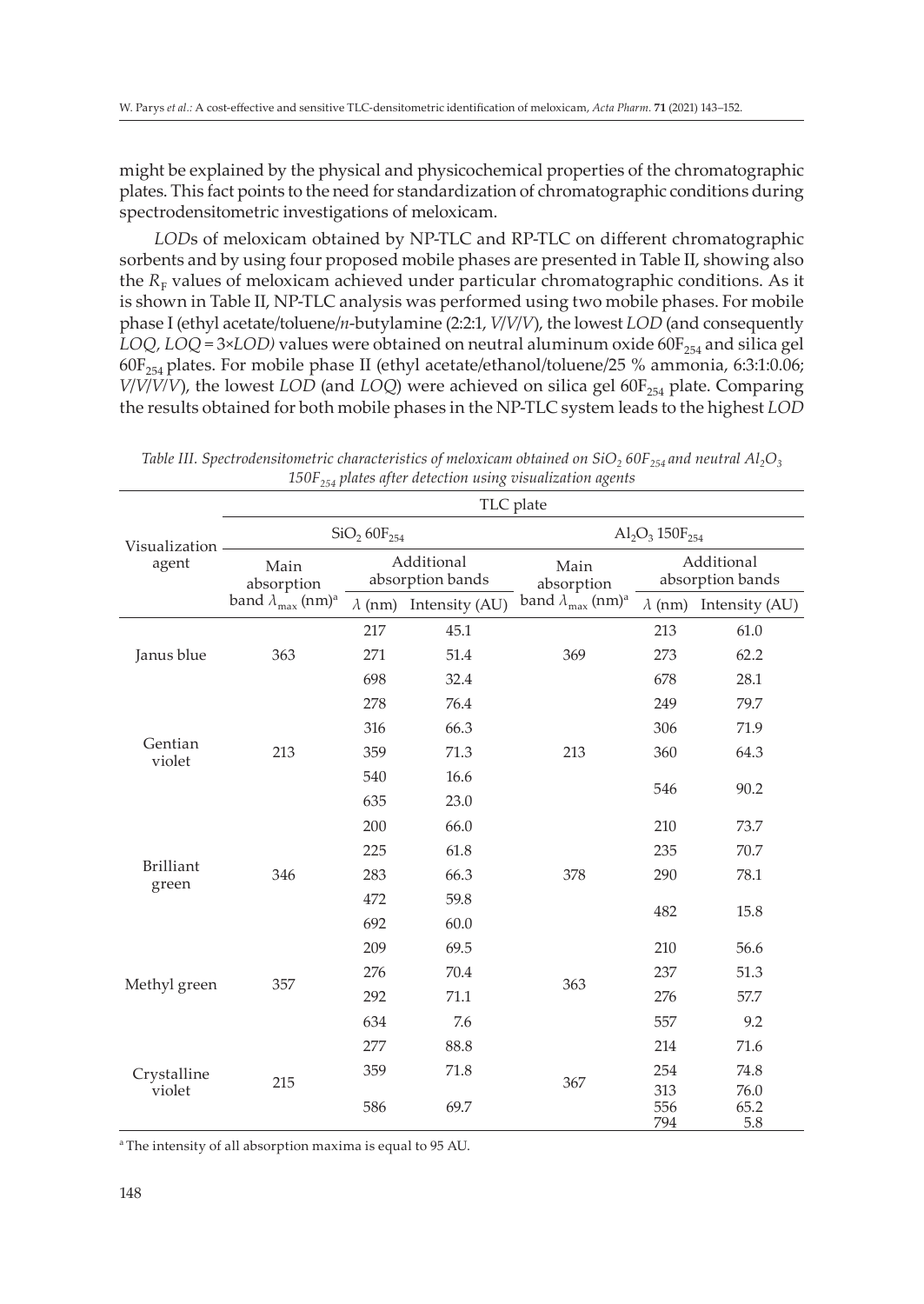might be explained by the physical and physicochemical properties of the chromatographic plates. This fact points to the need for standardization of chromatographic conditions during spectrodensitometric investigations of meloxicam.

*LOD*s of meloxicam obtained by NP-TLC and RP-TLC on different chromatographic sorbents and by using four proposed mobile phases are presented in Table II, showing also the $R_F$ values of meloxicam achieved under particular chromatographic conditions. As it is shown in Table II, NP-TLC analysis was performed using two mobile phases. For mobile phase I (ethyl acetate/toluene/*n*-butylamine (2:2:1, *V*/*V*/*V*), the lowest *LOD* (and consequently *LOQ*, *LOQ* = 3×*LOD*) values were obtained on neutral aluminum oxide $60F_{254}$ and silica gel $60F_{254}$ plates. For mobile phase II (ethyl acetate/ethanol/toluene/25 % ammonia, 6:3:1:0.06; *V*/*V*/*V*/*V*), the lowest *LOD* (and *LOQ*) were achieved on silica gel $60F_{254}$ plate. Comparing the results obtained for both mobile phases in the NP-TLC system leads to the highest *LOD*

*Table III. Spectrodensitometric characteristics of meloxicam obtained on $SiO_2$ $60F_{254}$ and neutral $Al_2O_3$ $150F_{254}$ plates after detection using visualization agents*

| Visualization agent | TLC plate | | | | | |
|---|---|---|---|---|---|---|
| | $SiO_2$ $60F_{254}$ | | | $Al_2O_3$ $150F_{254}$ | | |
| | Main absorption band $\lambda_{max}$ (nm)[a] | Additional absorption bands | | Main absorption band $\lambda_{max}$ (nm)[a] | Additional absorption bands | |
| | | $\lambda$ (nm) | Intensity (AU) | | $\lambda$ (nm) | Intensity (AU) |
| Janus blue | 363 | 217 | 45.1 | 369 | 213 | 61.0 |
| | | 271 | 51.4 | | 273 | 62.2 |
| | | 698 | 32.4 | | 678 | 28.1 |
| Gentian violet | 213 | 278 | 76.4 | 213 | 249 | 79.7 |
| | | 316 | 66.3 | | 306 | 71.9 |
| | | 359 | 71.3 | | 360 | 64.3 |
| | | 540 | 16.6 | | 546 | 90.2 |
| | | 635 | 23.0 | | | |
| Brilliant green | 346 | 200 | 66.0 | 378 | 210 | 73.7 |
| | | 225 | 61.8 | | 235 | 70.7 |
| | | 283 | 66.3 | | 290 | 78.1 |
| | | 472 | 59.8 | | 482 | 15.8 |
| | | 692 | 60.0 | | | |
| Methyl green | 357 | 209 | 69.5 | 363 | 210 | 56.6 |
| | | 276 | 70.4 | | 237 | 51.3 |
| | | 292 | 71.1 | | 276 | 57.7 |
| | | 634 | 7.6 | | 557 | 9.2 |
| Crystalline violet | 215 | 277 | 88.8 | 367 | 214 | 71.6 |
| | | 359 | 71.8 | | 254 | 74.8 |
| | | | | | 313 | 76.0 |
| | | 586 | 69.7 | | 556 | 65.2 |
| | | | | | 794 | 5.8 |

[a] The intensity of all absorption maxima is equal to 95 AU.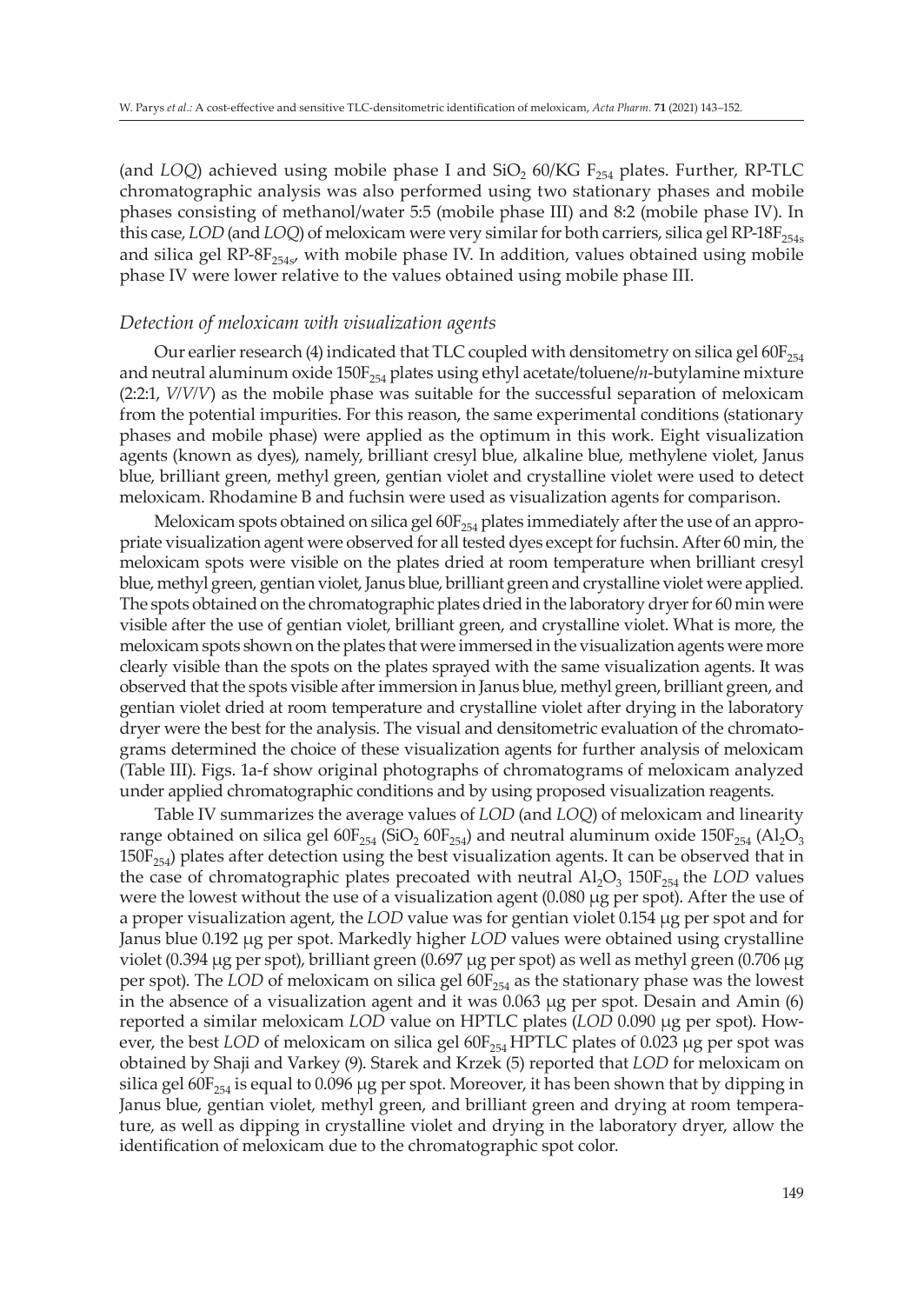(and *LOQ*) achieved using mobile phase I and $SiO_2$ 60/KG $F_{254}$ plates. Further, RP-TLC chromatographic analysis was also performed using two stationary phases and mobile phases consisting of methanol/water 5:5 (mobile phase III) and 8:2 (mobile phase IV). In this case, *LOD* (and *LOQ*) of meloxicam were very similar for both carriers, silica gel RP-18$F_{254s}$ and silica gel RP-8$F_{254s}$, with mobile phase IV. In addition, values obtained using mobile phase IV were lower relative to the values obtained using mobile phase III.

### *Detection of meloxicam with visualization agents*

Our earlier research (4) indicated that TLC coupled with densitometry on silica gel 60$F_{254}$ and neutral aluminum oxide 150$F_{254}$ plates using ethyl acetate/toluene/*n*-butylamine mixture (2:2:1, *V/V/V*) as the mobile phase was suitable for the successful separation of meloxicam from the potential impurities. For this reason, the same experimental conditions (stationary phases and mobile phase) were applied as the optimum in this work. Eight visualization agents (known as dyes), namely, brilliant cresyl blue, alkaline blue, methylene violet, Janus blue, brilliant green, methyl green, gentian violet and crystalline violet were used to detect meloxicam. Rhodamine B and fuchsin were used as visualization agents for comparison.

Meloxicam spots obtained on silica gel 60$F_{254}$ plates immediately after the use of an appropriate visualization agent were observed for all tested dyes except for fuchsin. After 60 min, the meloxicam spots were visible on the plates dried at room temperature when brilliant cresyl blue, methyl green, gentian violet, Janus blue, brilliant green and crystalline violet were applied. The spots obtained on the chromatographic plates dried in the laboratory dryer for 60 min were visible after the use of gentian violet, brilliant green, and crystalline violet. What is more, the meloxicam spots shown on the plates that were immersed in the visualization agents were more clearly visible than the spots on the plates sprayed with the same visualization agents. It was observed that the spots visible after immersion in Janus blue, methyl green, brilliant green, and gentian violet dried at room temperature and crystalline violet after drying in the laboratory dryer were the best for the analysis. The visual and densitometric evaluation of the chromatograms determined the choice of these visualization agents for further analysis of meloxicam (Table III). Figs. 1a-f show original photographs of chromatograms of meloxicam analyzed under applied chromatographic conditions and by using proposed visualization reagents.

Table IV summarizes the average values of *LOD* (and *LOQ*) of meloxicam and linearity range obtained on silica gel 60$F_{254}$ ($SiO_2$ 60$F_{254}$) and neutral aluminum oxide 150$F_{254}$ ($Al_2O_3$ 150$F_{254}$) plates after detection using the best visualization agents. It can be observed that in the case of chromatographic plates precoated with neutral $Al_2O_3$ 150$F_{254}$ the *LOD* values were the lowest without the use of a visualization agent (0.080 μg per spot). After the use of a proper visualization agent, the *LOD* value was for gentian violet 0.154 μg per spot and for Janus blue 0.192 μg per spot. Markedly higher *LOD* values were obtained using crystalline violet (0.394 μg per spot), brilliant green (0.697 μg per spot) as well as methyl green (0.706 μg per spot). The *LOD* of meloxicam on silica gel 60$F_{254}$ as the stationary phase was the lowest in the absence of a visualization agent and it was 0.063 μg per spot. Desain and Amin (6) reported a similar meloxicam *LOD* value on HPTLC plates (*LOD* 0.090 μg per spot). However, the best *LOD* of meloxicam on silica gel 60$F_{254}$ HPTLC plates of 0.023 μg per spot was obtained by Shaji and Varkey (9). Starek and Krzek (5) reported that *LOD* for meloxicam on silica gel 60$F_{254}$ is equal to 0.096 μg per spot. Moreover, it has been shown that by dipping in Janus blue, gentian violet, methyl green, and brilliant green and drying at room temperature, as well as dipping in crystalline violet and drying in the laboratory dryer, allow the identification of meloxicam due to the chromatographic spot color.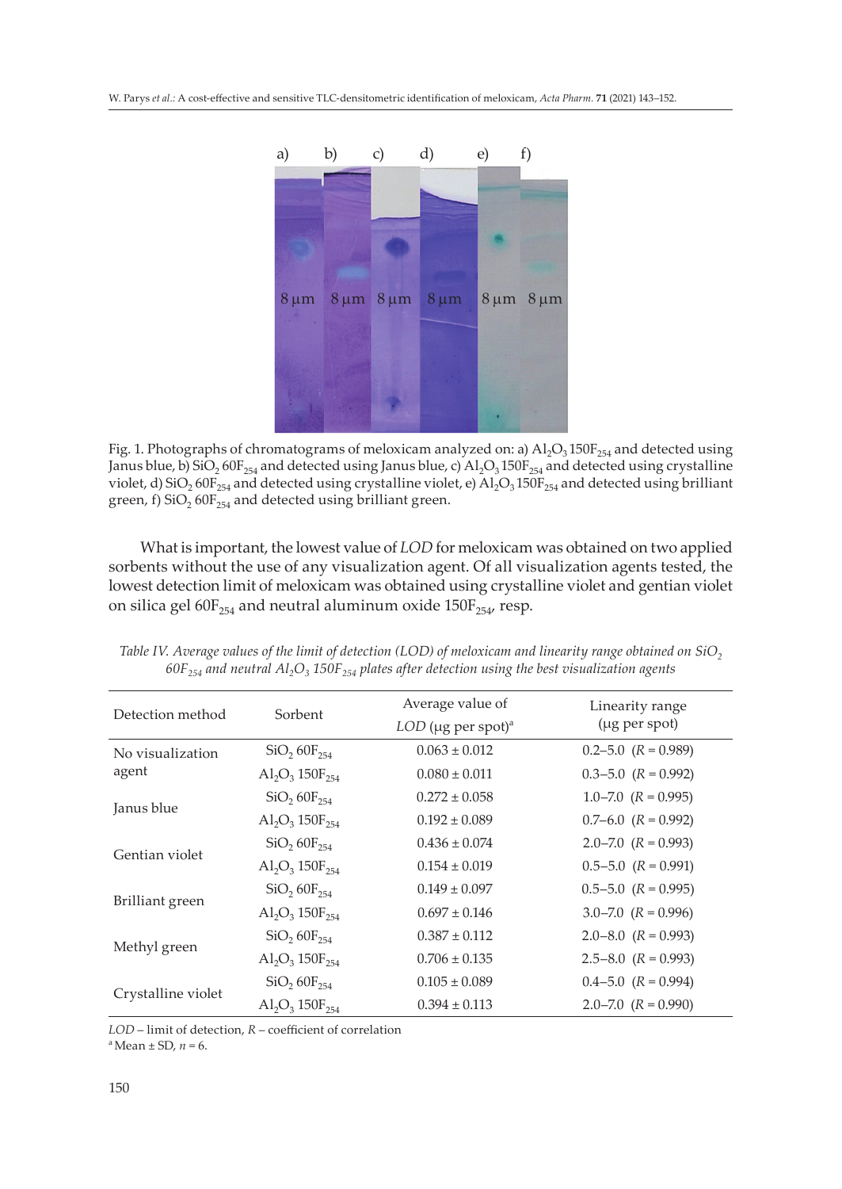Fig. 1. Photographs of chromatograms of meloxicam analyzed on: a) $Al_2O_3$ $150F_{254}$ and detected using Janus blue, b) $SiO_2$ $60F_{254}$ and detected using Janus blue, c) $Al_2O_3$ $150F_{254}$ and detected using crystalline violet, d) $SiO_2$ $60F_{254}$ and detected using crystalline violet, e) $Al_2O_3$ $150F_{254}$ and detected using brilliant green, f) $SiO_2$ $60F_{254}$ and detected using brilliant green.

What is important, the lowest value of *LOD* for meloxicam was obtained on two applied sorbents without the use of any visualization agent. Of all visualization agents tested, the lowest detection limit of meloxicam was obtained using crystalline violet and gentian violet on silica gel $60F_{254}$ and neutral aluminum oxide $150F_{254}$, resp.

*Table IV. Average values of the limit of detection (LOD) of meloxicam and linearity range obtained on $SiO_2$ $60F_{254}$ and neutral $Al_2O_3$ $150F_{254}$ plates after detection using the best visualization agents*

| Detection method | Sorbent | Average value of *LOD* (μg per spot)[a] | Linearity range (μg per spot) |
|---|---|---|---|
| No visualization agent | $SiO_2$ $60F_{254}$ | 0.063 ± 0.012 | 0.2–5.0 ($R$ = 0.989) |
| | $Al_2O_3$ $150F_{254}$ | 0.080 ± 0.011 | 0.3–5.0 ($R$ = 0.992) |
| Janus blue | $SiO_2$ $60F_{254}$ | 0.272 ± 0.058 | 1.0–7.0 ($R$ = 0.995) |
| | $Al_2O_3$ $150F_{254}$ | 0.192 ± 0.089 | 0.7–6.0 ($R$ = 0.992) |
| Gentian violet | $SiO_2$ $60F_{254}$ | 0.436 ± 0.074 | 2.0–7.0 ($R$ = 0.993) |
| | $Al_2O_3$ $150F_{254}$ | 0.154 ± 0.019 | 0.5–5.0 ($R$ = 0.991) |
| Brilliant green | $SiO_2$ $60F_{254}$ | 0.149 ± 0.097 | 0.5–5.0 ($R$ = 0.995) |
| | $Al_2O_3$ $150F_{254}$ | 0.697 ± 0.146 | 3.0–7.0 ($R$ = 0.996) |
| Methyl green | $SiO_2$ $60F_{254}$ | 0.387 ± 0.112 | 2.0–8.0 ($R$ = 0.993) |
| | $Al_2O_3$ $150F_{254}$ | 0.706 ± 0.135 | 2.5–8.0 ($R$ = 0.993) |
| Crystalline violet | $SiO_2$ $60F_{254}$ | 0.105 ± 0.089 | 0.4–5.0 ($R$ = 0.994) |
| | $Al_2O_3$ $150F_{254}$ | 0.394 ± 0.113 | 2.0–7.0 ($R$ = 0.990) |

*LOD* – limit of detection, *R* – coefficient of correlation
[a] Mean ± SD, $n$ = 6.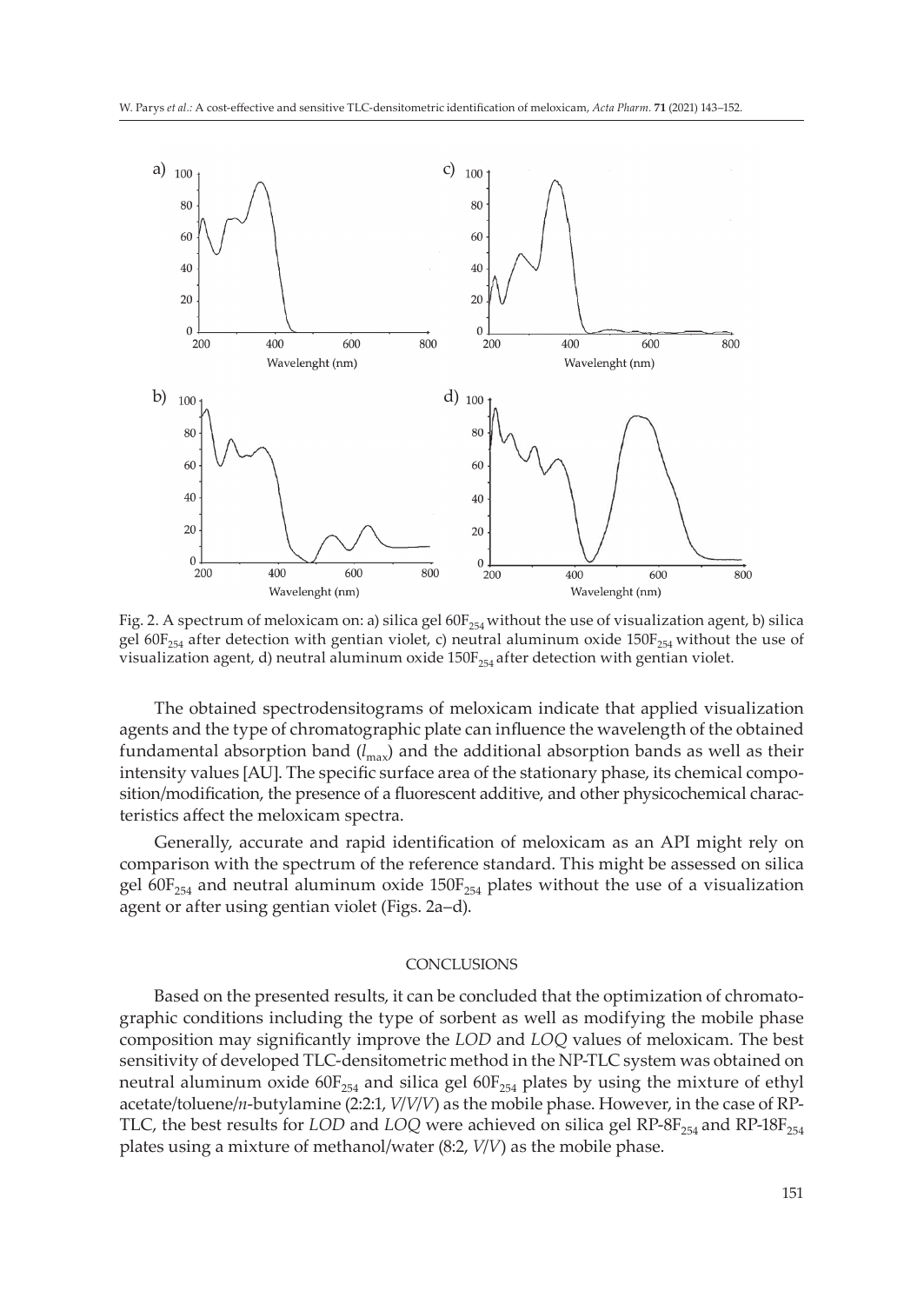Fig. 2. A spectrum of meloxicam on: a) silica gel $60F_{254}$ without the use of visualization agent, b) silica gel $60F_{254}$ after detection with gentian violet, c) neutral aluminum oxide $150F_{254}$ without the use of visualization agent, d) neutral aluminum oxide $150F_{254}$ after detection with gentian violet.

The obtained spectrodensitograms of meloxicam indicate that applied visualization agents and the type of chromatographic plate can influence the wavelength of the obtained fundamental absorption band ($l_{max}$) and the additional absorption bands as well as their intensity values [AU]. The specific surface area of the stationary phase, its chemical composition/modification, the presence of a fluorescent additive, and other physicochemical characteristics affect the meloxicam spectra.

Generally, accurate and rapid identification of meloxicam as an API might rely on comparison with the spectrum of the reference standard. This might be assessed on silica gel $60F_{254}$ and neutral aluminum oxide $150F_{254}$ plates without the use of a visualization agent or after using gentian violet (Figs. 2a–d).

## CONCLUSIONS

Based on the presented results, it can be concluded that the optimization of chromatographic conditions including the type of sorbent as well as modifying the mobile phase composition may significantly improve the *LOD* and *LOQ* values of meloxicam. The best sensitivity of developed TLC-densitometric method in the NP-TLC system was obtained on neutral aluminum oxide $60F_{254}$ and silica gel $60F_{254}$ plates by using the mixture of ethyl acetate/toluene/*n*-butylamine (2:2:1, *V*/*V*/*V*) as the mobile phase. However, in the case of RP-TLC, the best results for *LOD* and *LOQ* were achieved on silica gel RP-$8F_{254}$ and RP-$18F_{254}$ plates using a mixture of methanol/water (8:2, *V*/*V*) as the mobile phase.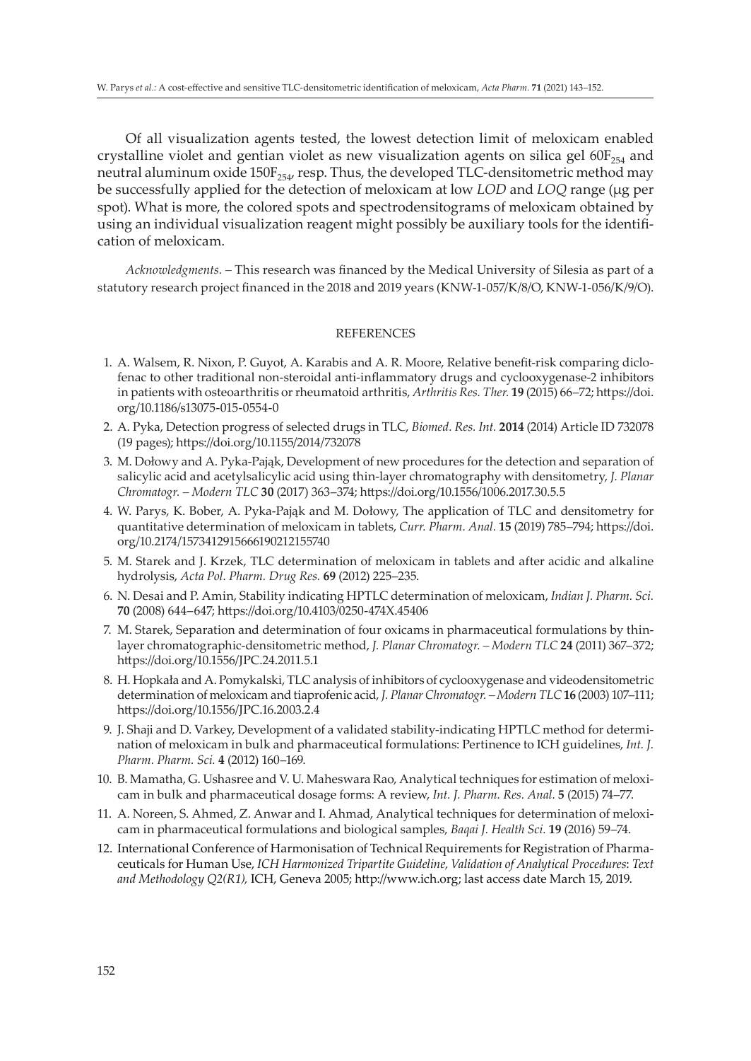Of all visualization agents tested, the lowest detection limit of meloxicam enabled crystalline violet and gentian violet as new visualization agents on silica gel $60F_{254}$ and neutral aluminum oxide $150F_{254}$, resp. Thus, the developed TLC-densitometric method may be successfully applied for the detection of meloxicam at low *LOD* and *LOQ* range (μg per spot). What is more, the colored spots and spectrodensitograms of meloxicam obtained by using an individual visualization reagent might possibly be auxiliary tools for the identification of meloxicam.

*Acknowledgments.* – This research was financed by the Medical University of Silesia as part of a statutory research project financed in the 2018 and 2019 years (KNW-1-057/K/8/O, KNW-1-056/K/9/O).

## REFERENCES

1. A. Walsem, R. Nixon, P. Guyot, A. Karabis and A. R. Moore, Relative benefit-risk comparing diclofenac to other traditional non-steroidal anti-inflammatory drugs and cyclooxygenase-2 inhibitors in patients with osteoarthritis or rheumatoid arthritis, *Arthritis Res. Ther.* **19** (2015) 66–72; https://doi.org/10.1186/s13075-015-0554-0
2. A. Pyka, Detection progress of selected drugs in TLC, *Biomed. Res. Int.* **2014** (2014) Article ID 732078 (19 pages); https://doi.org/10.1155/2014/732078
3. M. Dołowy and A. Pyka-Pająk, Development of new procedures for the detection and separation of salicylic acid and acetylsalicylic acid using thin-layer chromatography with densitometry, *J. Planar Chromatogr. – Modern TLC* **30** (2017) 363–374; https://doi.org/10.1556/1006.2017.30.5.5
4. W. Parys, K. Bober, A. Pyka-Pająk and M. Dołowy, The application of TLC and densitometry for quantitative determination of meloxicam in tablets, *Curr. Pharm. Anal.* **15** (2019) 785–794; https://doi.org/10.2174/1573412915666190212155740
5. M. Starek and J. Krzek, TLC determination of meloxicam in tablets and after acidic and alkaline hydrolysis, *Acta Pol. Pharm. Drug Res.* **69** (2012) 225–235.
6. N. Desai and P. Amin, Stability indicating HPTLC determination of meloxicam, *Indian J. Pharm. Sci.* **70** (2008) 644–647; https://doi.org/10.4103/0250-474X.45406
7. M. Starek, Separation and determination of four oxicams in pharmaceutical formulations by thin-layer chromatographic-densitometric method, *J. Planar Chromatogr. – Modern TLC* **24** (2011) 367–372; https://doi.org/10.1556/JPC.24.2011.5.1
8. H. Hopkała and A. Pomykalski, TLC analysis of inhibitors of cyclooxygenase and videodensitometric determination of meloxicam and tiaprofenic acid, *J. Planar Chromatogr. – Modern TLC* **16** (2003) 107–111; https://doi.org/10.1556/JPC.16.2003.2.4
9. J. Shaji and D. Varkey, Development of a validated stability-indicating HPTLC method for determination of meloxicam in bulk and pharmaceutical formulations: Pertinence to ICH guidelines, *Int. J. Pharm. Pharm. Sci.* **4** (2012) 160–169.
10. B. Mamatha, G. Ushasree and V. U. Maheswara Rao, Analytical techniques for estimation of meloxicam in bulk and pharmaceutical dosage forms: A review, *Int. J. Pharm. Res. Anal.* **5** (2015) 74–77.
11. A. Noreen, S. Ahmed, Z. Anwar and I. Ahmad, Analytical techniques for determination of meloxicam in pharmaceutical formulations and biological samples, *Baqai J. Health Sci.* **19** (2016) 59–74.
12. International Conference of Harmonisation of Technical Requirements for Registration of Pharmaceuticals for Human Use, *ICH Harmonized Tripartite Guideline, Validation of Analytical Procedures: Text and Methodology Q2(R1),* ICH, Geneva 2005; http://www.ich.org; last access date March 15, 2019.